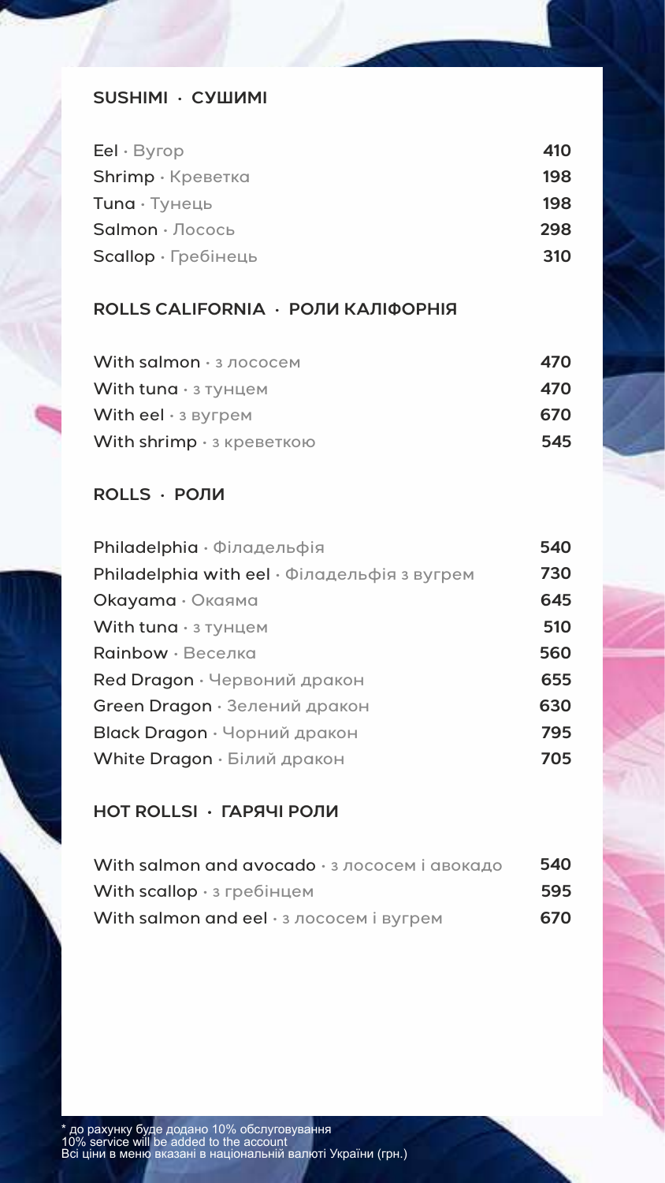## SUSHIMI · СУШИМІ

| | |
|---|---|
| Eel · Вугор | 410 |
| Shrimp · Креветка | 198 |
| Tuna · Тунець | 198 |
| Salmon · Лосось | 298 |
| Scallop · Гребінець | 310 |

## ROLLS CALIFORNIA · РОЛИ КАЛІФОРНІЯ

| | |
|---|---|
| With salmon · з лососем | 470 |
| With tuna · з тунцем | 470 |
| With eel · з вугрем | 670 |
| With shrimp · з креветкою | 545 |

## ROLLS · РОЛИ

| | |
|---|---|
| Philadelphia · Філадельфія | 540 |
| Philadelphia with eel · Філадельфія з вугрем | 730 |
| Okayama · Окаяма | 645 |
| With tuna · з тунцем | 510 |
| Rainbow · Веселка | 560 |
| Red Dragon · Червоний дракон | 655 |
| Green Dragon · Зелений дракон | 630 |
| Black Dragon · Чорний дракон | 795 |
| White Dragon · Білий дракон | 705 |

## HOT ROLLSI · ГАРЯЧІ РОЛИ

| | |
|---|---|
| With salmon and avocado · з лососем і авокадо | 540 |
| With scallop · з гребінцем | 595 |
| With salmon and eel · з лососем і вугрем | 670 |

\* до рахунку буде додано 10% обслуговування
10% service will be added to the account
Всі ціни в меню вказані в національній валюті України (грн.)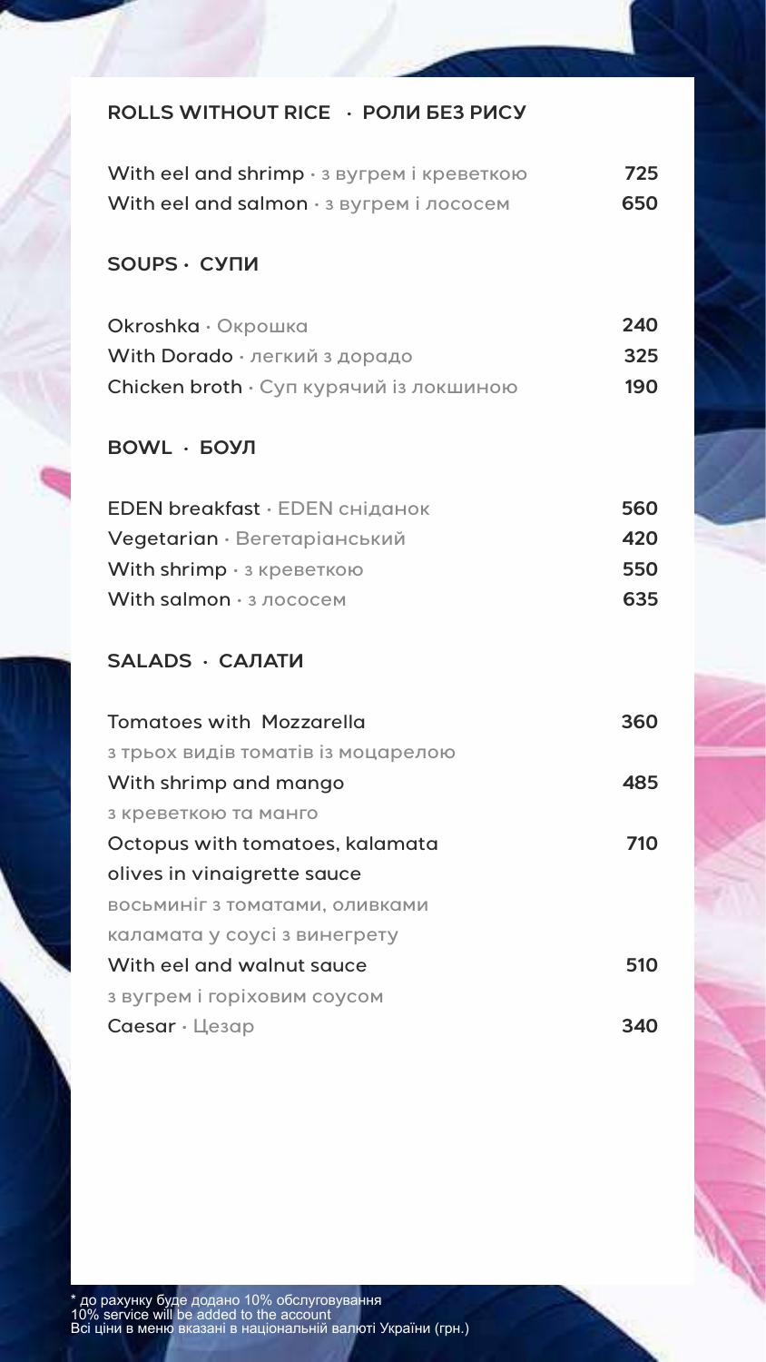## ROLLS WITHOUT RICE · РОЛИ БЕЗ РИСУ

| | |
|---|---|
| With eel and shrimp · з вугрем і креветкою | 725 |
| With eel and salmon · з вугрем і лососем | 650 |

## SOUPS · СУПИ

| | |
|---|---|
| Okroshka · Окрошка | 240 |
| With Dorado · легкий з дорадо | 325 |
| Chicken broth · Суп курячий із локшиною | 190 |

## BOWL · БОУЛ

| | |
|---|---|
| EDEN breakfast · EDEN сніданок | 560 |
| Vegetarian · Вегетаріанський | 420 |
| With shrimp · з креветкою | 550 |
| With salmon · з лососем | 635 |

## SALADS · САЛАТИ

| | |
|---|---|
| Tomatoes with Mozzarella<br>з трьох видів томатів із моцарелою | 360 |
| With shrimp and mango<br>з креветкою та манго | 485 |
| Octopus with tomatoes, kalamata olives in vinaigrette sauce<br>восьминіг з томатами, оливками каламата у соусі з винегрету | 710 |
| With eel and walnut sauce<br>з вугрем і горіховим соусом | 510 |
| Caesar · Цезар | 340 |

\* до рахунку буде додано 10% обслуговування
10% service will be added to the account
Всі ціни в меню вказані в національній валюті України (грн.)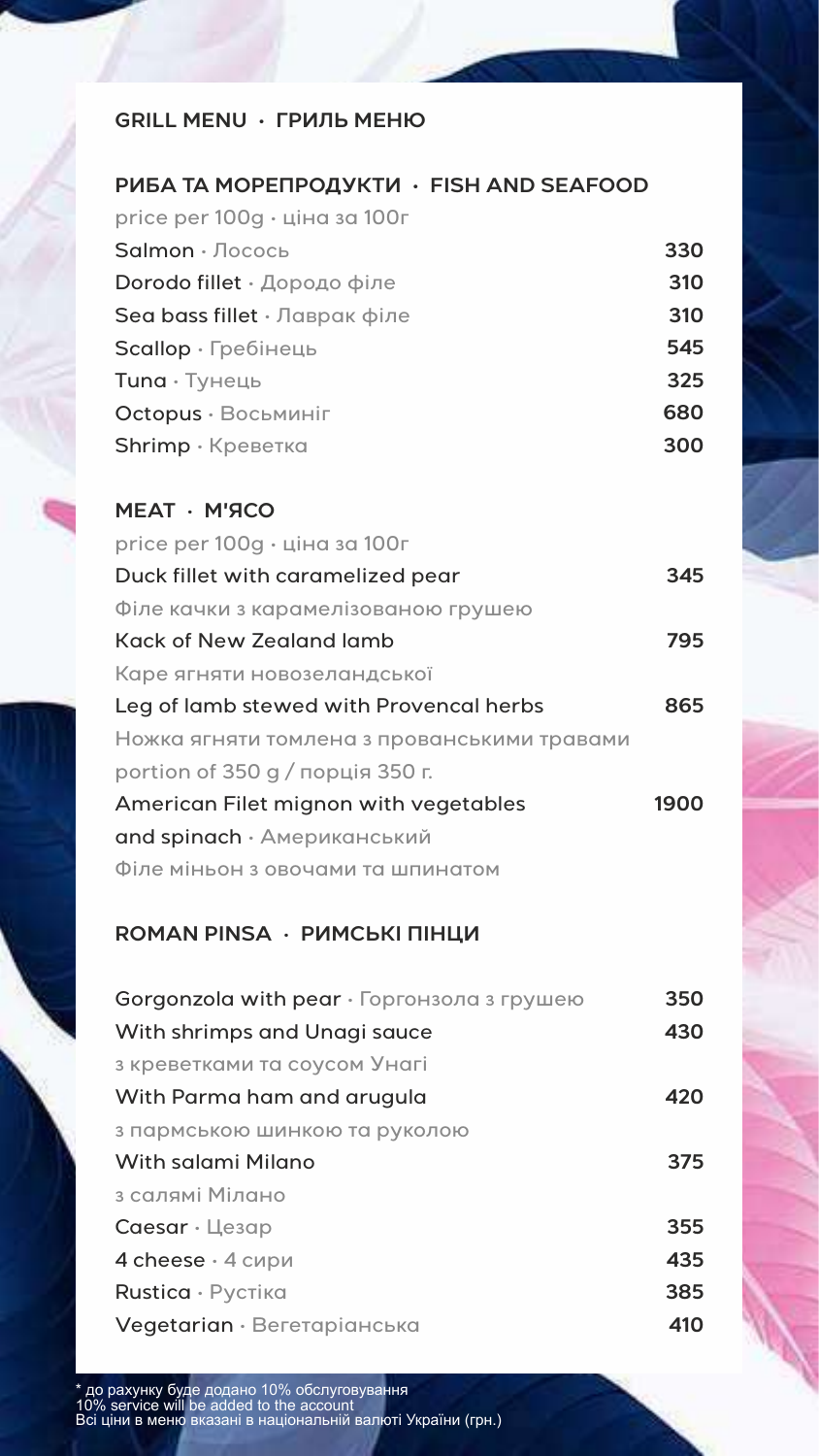# GRILL MENU · ГРИЛЬ МЕНЮ

## РИБА ТА МОРЕПРОДУКТИ · FISH AND SEAFOOD

price per 100g · ціна за 100г

| Item | Price |
| --- | --- |
| Salmon · Лосось | 330 |
| Dorodo fillet · Дородо філе | 310 |
| Sea bass fillet · Лаврак філе | 310 |
| Scallop · Гребінець | 545 |
| Tuna · Тунець | 325 |
| Octopus · Восьминіг | 680 |
| Shrimp · Креветка | 300 |

## MEAT · М'ЯСО

price per 100g · ціна за 100г

| Item | Price |
| --- | --- |
| Duck fillet with caramelized pear<br>Філе качки з карамелізованою грушею | 345 |
| Kack of New Zealand lamb<br>Каре ягняти новозеландської | 795 |
| Leg of lamb stewed with Provencal herbs<br>Ніжка ягняти томлена з прованськими травами | 865 |

portion of 350 g / порція 350 г.

| Item | Price |
| --- | --- |
| American Filet mignon with vegetables and spinach · Американський Філе міньон з овочами та шпинатом | 1900 |

## ROMAN PINSA · РИМСЬКІ ПІНЦИ

| Item | Price |
| --- | --- |
| Gorgonzola with pear · Горгонзола з грушею | 350 |
| With shrimps and Unagi sauce<br>з креветками та соусом Унагі | 430 |
| With Parma ham and arugula<br>з пармською шинкою та руколою | 420 |
| With salami Milano<br>з салямі Мілано | 375 |
| Caesar · Цезар | 355 |
| 4 cheese · 4 сири | 435 |
| Rustica · Рустіка | 385 |
| Vegetarian · Вегетаріанська | 410 |

* до рахунку буде додано 10% обслуговування
10% service will be added to the account
Всі ціни в меню вказані в національній валюті України (грн.)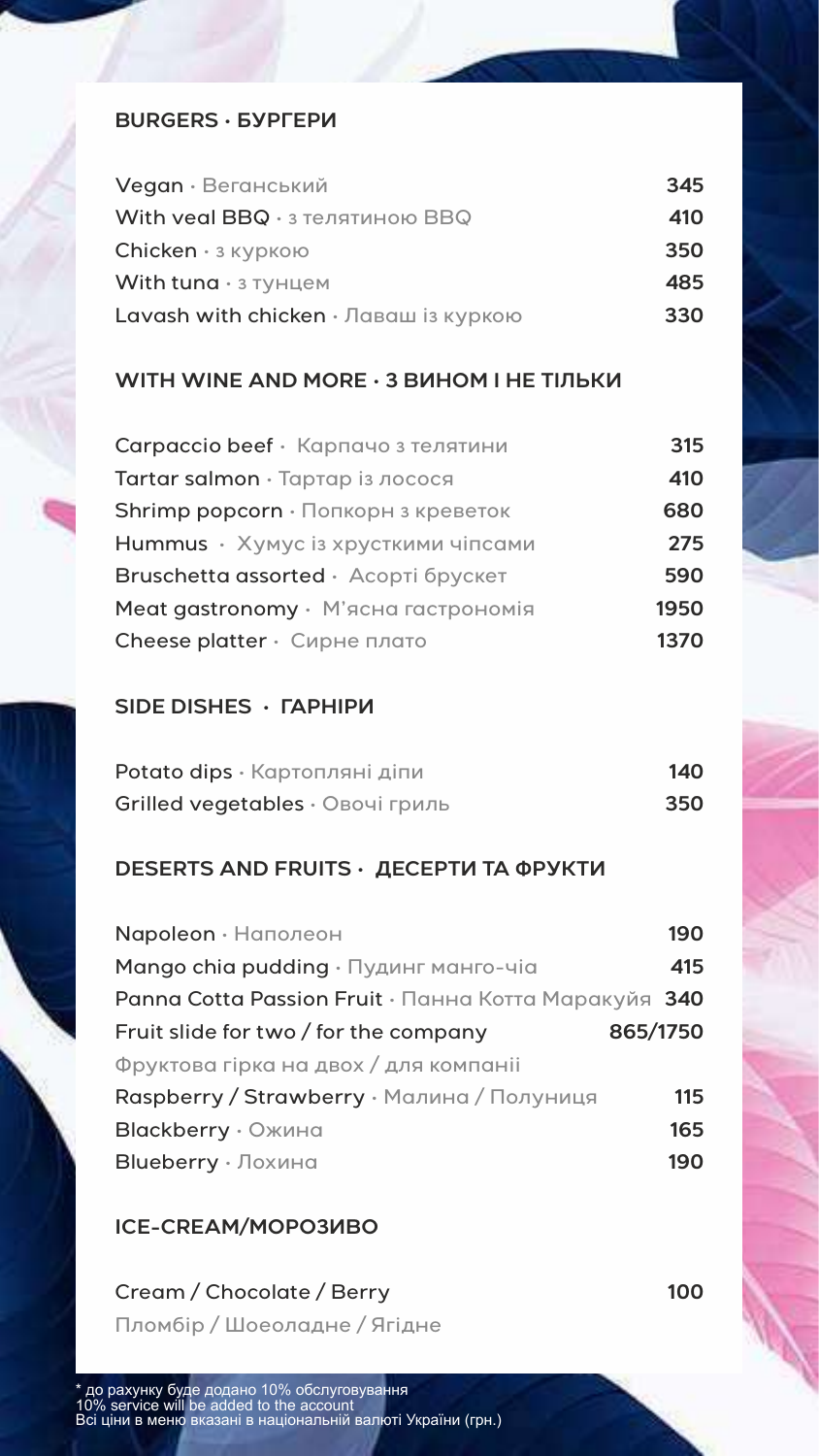## BURGERS · БУРГЕРИ

| | |
|---|---|
| Vegan · Веганський | 345 |
| With veal BBQ · з телятиною BBQ | 410 |
| Chicken · з куркою | 350 |
| With tuna · з тунцем | 485 |
| Lavash with chicken · Лаваш із куркою | 330 |

## WITH WINE AND MORE · З ВИНОМ І НЕ ТІЛЬКИ

| | |
|---|---|
| Carpaccio beef · Карпачо з телятини | 315 |
| Tartar salmon · Тартар із лосося | 410 |
| Shrimp popcorn · Попкорн з креветок | 680 |
| Hummus · Хумус із хрусткими чіпсами | 275 |
| Bruschetta assorted · Асорті брускет | 590 |
| Meat gastronomy · М'ясна гастрономія | 1950 |
| Cheese platter · Сирне плато | 1370 |

## SIDE DISHES · ГАРНІРИ

| | |
|---|---|
| Potato dips · Картопляні діпи | 140 |
| Grilled vegetables · Овочі гриль | 350 |

## DESERTS AND FRUITS · ДЕСЕРТИ ТА ФРУКТИ

| | |
|---|---|
| Napoleon · Наполеон | 190 |
| Mango chia pudding · Пудинг манго-чіа | 415 |
| Panna Cotta Passion Fruit · Панна Котта Маракуйя | 340 |
| Fruit slide for two / for the company<br>Фруктова гірка на двох / для компанії | 865/1750 |
| Raspberry / Strawberry · Малина / Полуниця | 115 |
| Blackberry · Ожина | 165 |
| Blueberry · Лохина | 190 |

## ICE-CREAM/МОРОЗИВО

| | |
|---|---|
| Cream / Chocolate / Berry<br>Пломбір / Шоеоладне / Ягідне | 100 |

* до рахунку буде додано 10% обслуговування
10% service will be added to the account
Всі ціни в меню вказані в національній валюті України (грн.)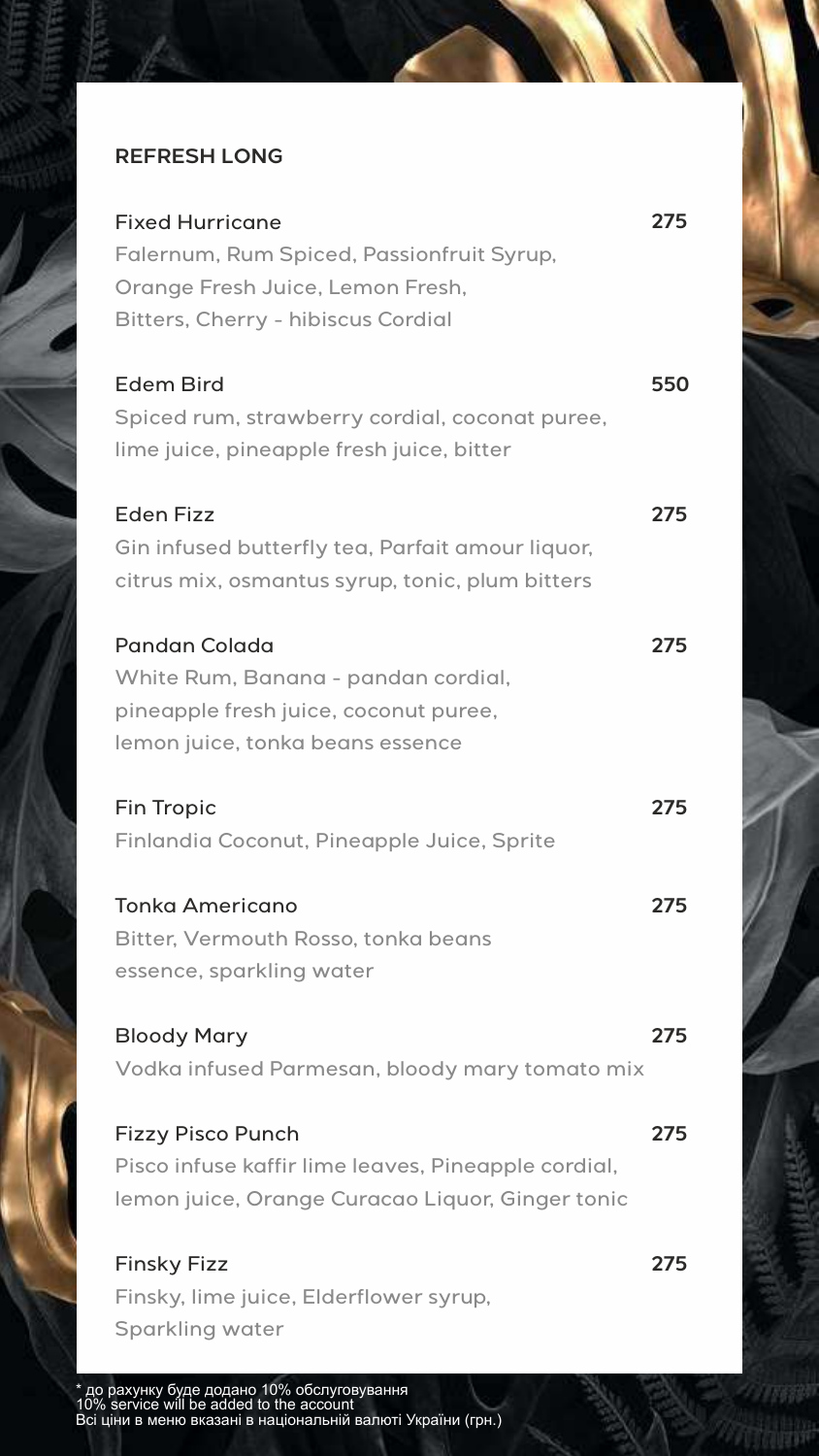## REFRESH LONG

**Fixed Hurricane** 275
Falernum, Rum Spiced, Passionfruit Syrup, Orange Fresh Juice, Lemon Fresh, Bitters, Cherry - hibiscus Cordial

**Edem Bird** 550
Spiced rum, strawberry cordial, coconat puree, lime juice, pineapple fresh juice, bitter

**Eden Fizz** 275
Gin infused butterfly tea, Parfait amour liquor, citrus mix, osmantus syrup, tonic, plum bitters

**Pandan Colada** 275
White Rum, Banana - pandan cordial, pineapple fresh juice, coconut puree, lemon juice, tonka beans essence

**Fin Tropic** 275
Finlandia Coconut, Pineapple Juice, Sprite

**Tonka Americano** 275
Bitter, Vermouth Rosso, tonka beans essence, sparkling water

**Bloody Mary** 275
Vodka infused Parmesan, bloody mary tomato mix

**Fizzy Pisco Punch** 275
Pisco infuse kaffir lime leaves, Pineapple cordial, lemon juice, Orange Curacao Liquor, Ginger tonic

**Finsky Fizz** 275
Finsky, lime juice, Elderflower syrup, Sparkling water

* до рахунку буде додано 10% обслуговування
10% service will be added to the account
Всі ціни в меню вказані в національній валюті України (грн.)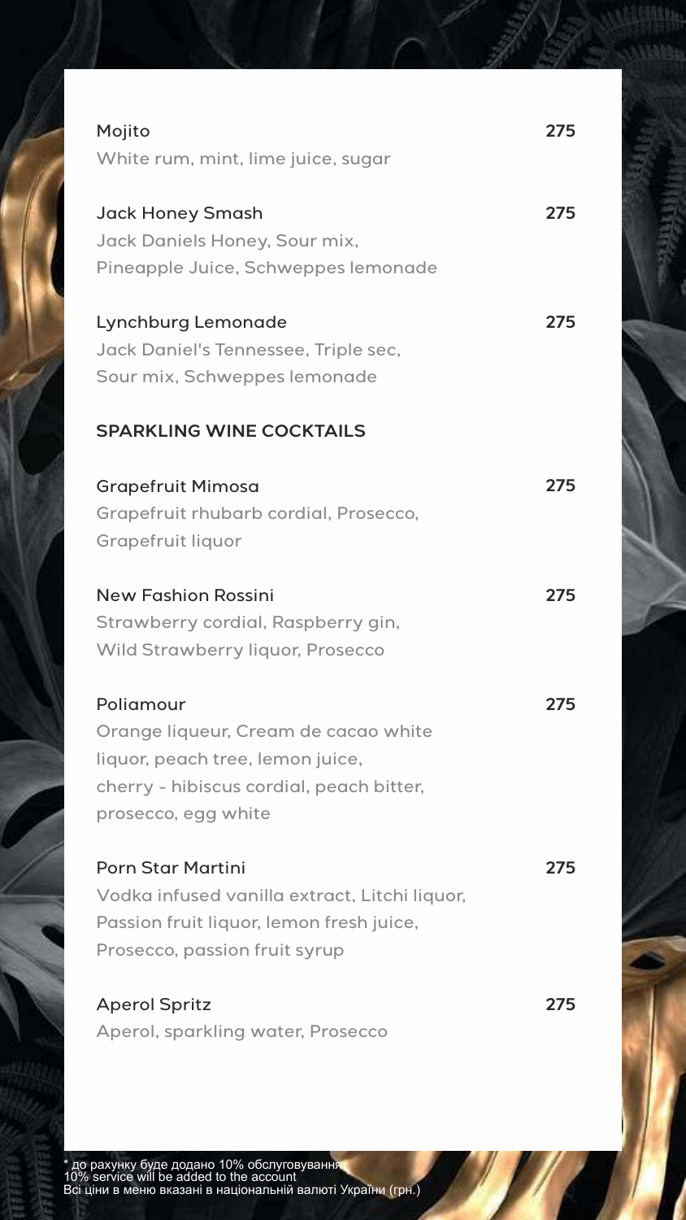**Mojito** — 275
White rum, mint, lime juice, sugar

**Jack Honey Smash** — 275
Jack Daniels Honey, Sour mix,
Pineapple Juice, Schweppes lemonade

**Lynchburg Lemonade** — 275
Jack Daniel's Tennessee, Triple sec,
Sour mix, Schweppes lemonade

## SPARKLING WINE COCKTAILS

**Grapefruit Mimosa** — 275
Grapefruit rhubarb cordial, Prosecco,
Grapefruit liquor

**New Fashion Rossini** — 275
Strawberry cordial, Raspberry gin,
Wild Strawberry liquor, Prosecco

**Poliamour** — 275
Orange liqueur, Cream de cacao white
liquor, peach tree, lemon juice,
cherry - hibiscus cordial, peach bitter,
prosecco, egg white

**Porn Star Martini** — 275
Vodka infused vanilla extract, Litchi liquor,
Passion fruit liquor, lemon fresh juice,
Prosecco, passion fruit syrup

**Aperol Spritz** — 275
Aperol, sparkling water, Prosecco

* до рахунку буде додано 10% обслуговування
10% service will be added to the account
Всі ціни в меню вказані в національній валюті України (грн.)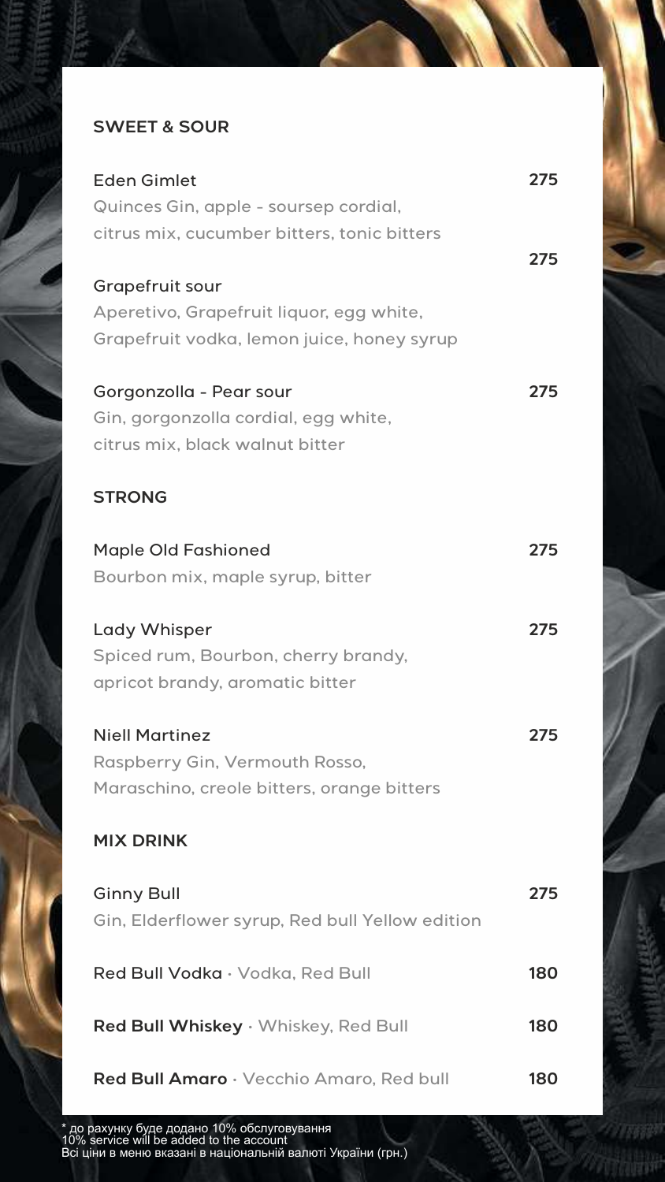## SWEET & SOUR

**Eden Gimlet** — 275
Quinces Gin, apple - soursep cordial, citrus mix, cucumber bitters, tonic bitters

**Grapefruit sour** — 275
Aperetivo, Grapefruit liquor, egg white, Grapefruit vodka, lemon juice, honey syrup

**Gorgonzolla - Pear sour** — 275
Gin, gorgonzolla cordial, egg white, citrus mix, black walnut bitter

## STRONG

**Maple Old Fashioned** — 275
Bourbon mix, maple syrup, bitter

**Lady Whisper** — 275
Spiced rum, Bourbon, cherry brandy, apricot brandy, aromatic bitter

**Niell Martinez** — 275
Raspberry Gin, Vermouth Rosso, Maraschino, creole bitters, orange bitters

## MIX DRINK

**Ginny Bull** — 275
Gin, Elderflower syrup, Red bull Yellow edition

**Red Bull Vodka** · Vodka, Red Bull — 180

**Red Bull Whiskey** · Whiskey, Red Bull — 180

**Red Bull Amaro** · Vecchio Amaro, Red bull — 180

* до рахунку буде додано 10% обслуговування
10% service will be added to the account
Всі ціни в меню вказані в національній валюті України (грн.)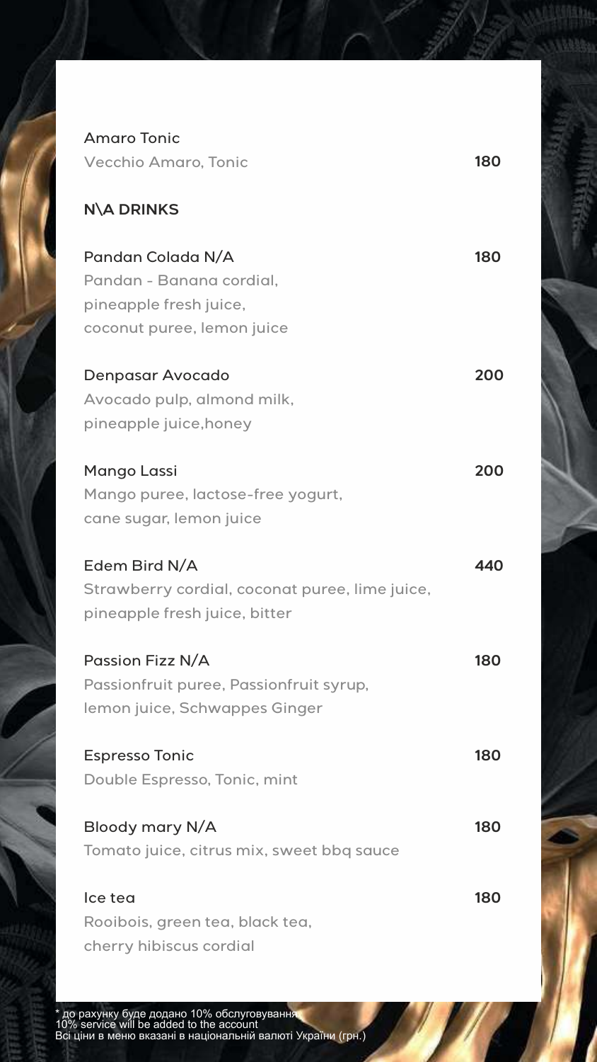**Amaro Tonic**
Vecchio Amaro, Tonic — **180**

## N\A DRINKS

**Pandan Colada N/A** — **180**
Pandan - Banana cordial,
pineapple fresh juice,
coconut puree, lemon juice

**Denpasar Avocado** — **200**
Avocado pulp, almond milk,
pineapple juice,honey

**Mango Lassi** — **200**
Mango puree, lactose-free yogurt,
cane sugar, lemon juice

**Edem Bird N/A** — **440**
Strawberry cordial, coconat puree, lime juice,
pineapple fresh juice, bitter

**Passion Fizz N/A** — **180**
Passionfruit puree, Passionfruit syrup,
lemon juice, Schwappes Ginger

**Espresso Tonic** — **180**
Double Espresso, Tonic, mint

**Bloody mary N/A** — **180**
Tomato juice, citrus mix, sweet bbq sauce

**Ice tea** — **180**
Rooibois, green tea, black tea,
cherry hibiscus cordial

* до рахунку буде додано 10% обслуговування
10% service will be added to the account
Всі ціни в меню вказані в національній валюті України (грн.)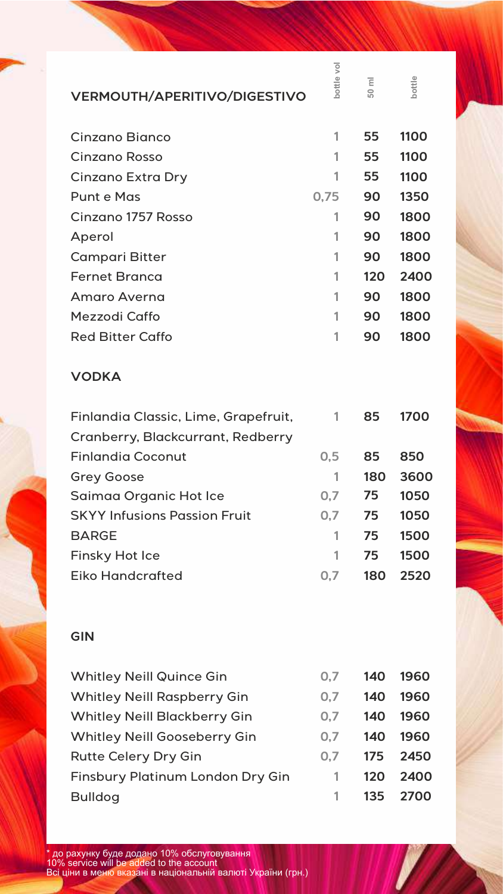| VERMOUTH/APERITIVO/DIGESTIVO | bottle vol | 50 ml | bottle |
|---|---|---|---|
| Cinzano Bianco | 1 | 55 | 1100 |
| Cinzano Rosso | 1 | 55 | 1100 |
| Cinzano Extra Dry | 1 | 55 | 1100 |
| Punt e Mas | 0,75 | 90 | 1350 |
| Cinzano 1757 Rosso | 1 | 90 | 1800 |
| Aperol | 1 | 90 | 1800 |
| Campari Bitter | 1 | 90 | 1800 |
| Fernet Branca | 1 | 120 | 2400 |
| Amaro Averna | 1 | 90 | 1800 |
| Mezzodi Caffo | 1 | 90 | 1800 |
| Red Bitter Caffo | 1 | 90 | 1800 |

## VODKA

| | | | |
|---|---|---|---|
| Finlandia Classic, Lime, Grapefruit, Cranberry, Blackcurrant, Redberry | 1 | 85 | 1700 |
| Finlandia Coconut | 0,5 | 85 | 850 |
| Grey Goose | 1 | 180 | 3600 |
| Saimaa Organic Hot Ice | 0,7 | 75 | 1050 |
| SKYY Infusions Passion Fruit | 0,7 | 75 | 1050 |
| BARGE | 1 | 75 | 1500 |
| Finsky Hot Ice | 1 | 75 | 1500 |
| Eiko Handcrafted | 0,7 | 180 | 2520 |

## GIN

| | | | |
|---|---|---|---|
| Whitley Neill Quince Gin | 0,7 | 140 | 1960 |
| Whitley Neill Raspberry Gin | 0,7 | 140 | 1960 |
| Whitley Neill Blackberry Gin | 0,7 | 140 | 1960 |
| Whitley Neill Gooseberry Gin | 0,7 | 140 | 1960 |
| Rutte Celery Dry Gin | 0,7 | 175 | 2450 |
| Finsbury Platinum London Dry Gin | 1 | 120 | 2400 |
| Bulldog | 1 | 135 | 2700 |

\* до рахунку буде додано 10% обслуговування
10% service will be added to the account
Всі ціни в меню вказані в національній валюті України (грн.)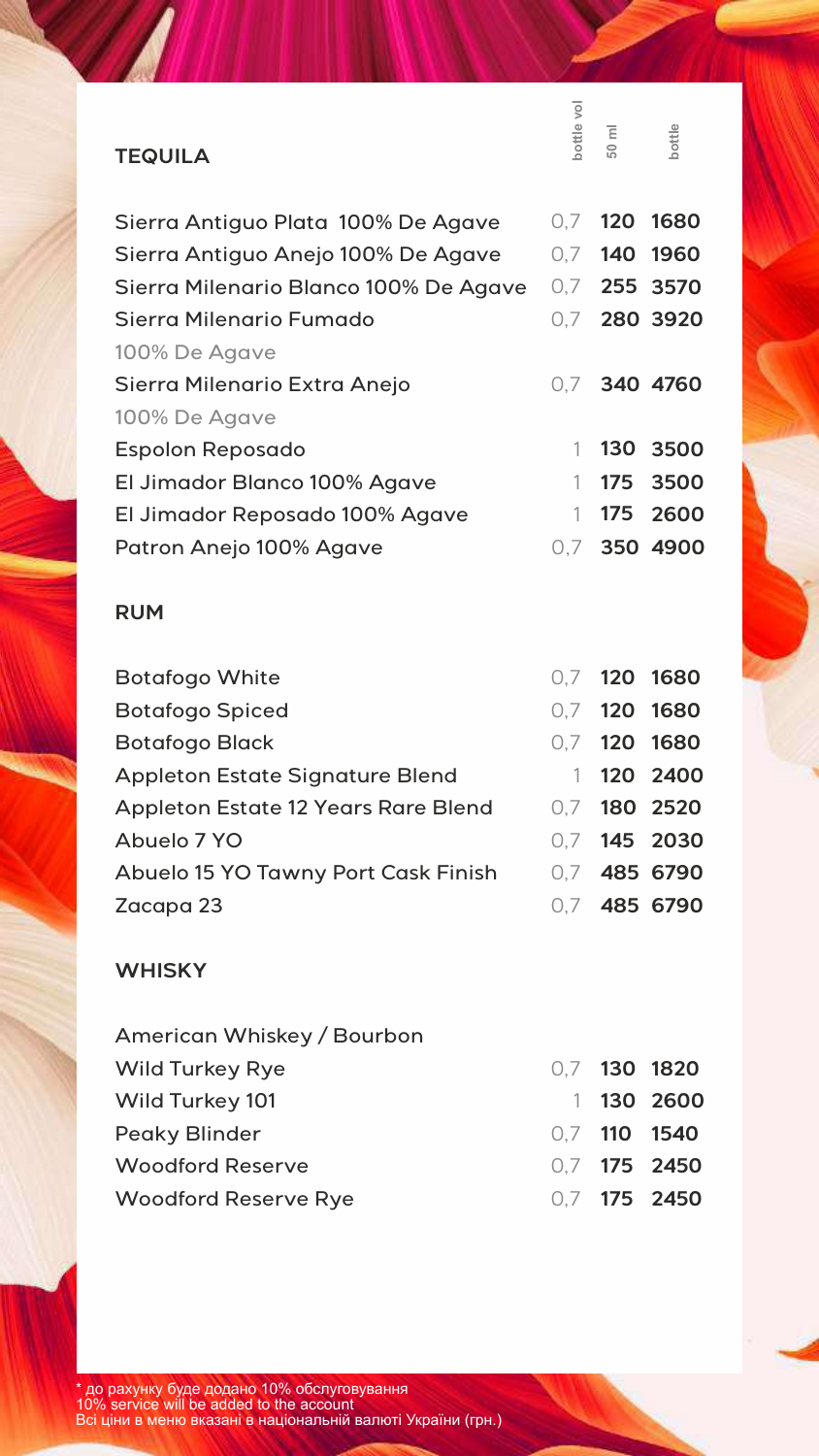## TEQUILA

| | bottle vol | 50 ml | bottle |
|---|---|---|---|
| Sierra Antiguo Plata 100% De Agave | 0,7 | **120** | **1680** |
| Sierra Antiguo Anejo 100% De Agave | 0,7 | **140** | **1960** |
| Sierra Milenario Blanco 100% De Agave | 0,7 | **255** | **3570** |
| Sierra Milenario Fumado 100% De Agave | 0,7 | **280** | **3920** |
| Sierra Milenario Extra Anejo 100% De Agave | 0,7 | **340** | **4760** |
| Espolon Reposado | 1 | **130** | **3500** |
| El Jimador Blanco 100% Agave | 1 | **175** | **3500** |
| El Jimador Reposado 100% Agave | 1 | **175** | **2600** |
| Patron Anejo 100% Agave | 0,7 | **350** | **4900** |

## RUM

| | bottle vol | 50 ml | bottle |
|---|---|---|---|
| Botafogo White | 0,7 | **120** | **1680** |
| Botafogo Spiced | 0,7 | **120** | **1680** |
| Botafogo Black | 0,7 | **120** | **1680** |
| Appleton Estate Signature Blend | 1 | **120** | **2400** |
| Appleton Estate 12 Years Rare Blend | 0,7 | **180** | **2520** |
| Abuelo 7 YO | 0,7 | **145** | **2030** |
| Abuelo 15 YO Tawny Port Cask Finish | 0,7 | **485** | **6790** |
| Zacapa 23 | 0,7 | **485** | **6790** |

## WHISKY

### American Whiskey / Bourbon

| | bottle vol | 50 ml | bottle |
|---|---|---|---|
| Wild Turkey Rye | 0,7 | **130** | **1820** |
| Wild Turkey 101 | 1 | **130** | **2600** |
| Peaky Blinder | 0,7 | **110** | **1540** |
| Woodford Reserve | 0,7 | **175** | **2450** |
| Woodford Reserve Rye | 0,7 | **175** | **2450** |

* до рахунку буде додано 10% обслуговування
10% service will be added to the account
Всі ціни в меню вказані в національній валюті України (грн.)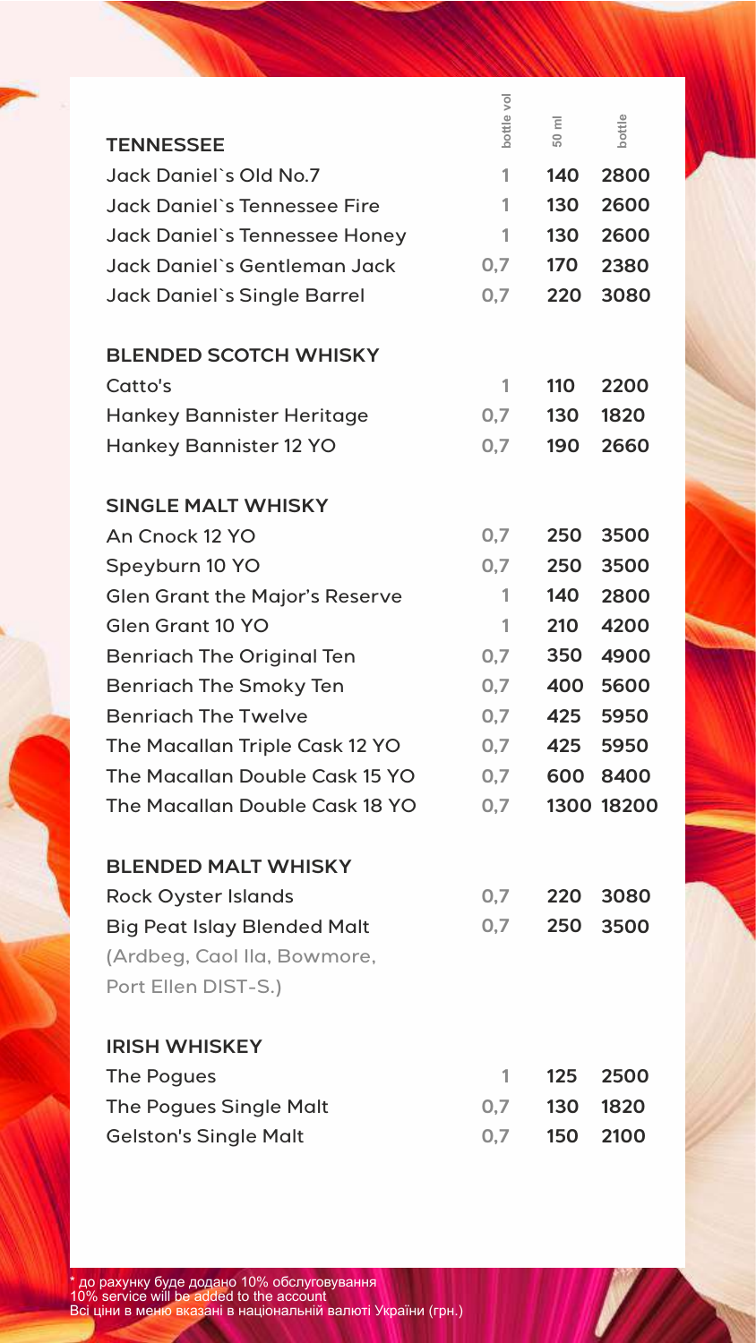| TENNESSEE | bottle vol | 50 ml | bottle |
|---|---|---|---|
| Jack Daniel`s Old No.7 | 1 | 140 | 2800 |
| Jack Daniel`s Tennessee Fire | 1 | 130 | 2600 |
| Jack Daniel`s Tennessee Honey | 1 | 130 | 2600 |
| Jack Daniel`s Gentleman Jack | 0,7 | 170 | 2380 |
| Jack Daniel`s Single Barrel | 0,7 | 220 | 3080 |

| BLENDED SCOTCH WHISKY | | | |
|---|---|---|---|
| Catto's | 1 | 110 | 2200 |
| Hankey Bannister Heritage | 0,7 | 130 | 1820 |
| Hankey Bannister 12 YO | 0,7 | 190 | 2660 |

| SINGLE MALT WHISKY | | | |
|---|---|---|---|
| An Cnock 12 YO | 0,7 | 250 | 3500 |
| Speyburn 10 YO | 0,7 | 250 | 3500 |
| Glen Grant the Major's Reserve | 1 | 140 | 2800 |
| Glen Grant 10 YO | 1 | 210 | 4200 |
| Benriach The Original Ten | 0,7 | 350 | 4900 |
| Benriach The Smoky Ten | 0,7 | 400 | 5600 |
| Benriach The Twelve | 0,7 | 425 | 5950 |
| The Macallan Triple Cask 12 YO | 0,7 | 425 | 5950 |
| The Macallan Double Cask 15 YO | 0,7 | 600 | 8400 |
| The Macallan Double Cask 18 YO | 0,7 | 1300 | 18200 |

| BLENDED MALT WHISKY | | | |
|---|---|---|---|
| Rock Oyster Islands | 0,7 | 220 | 3080 |
| Big Peat Islay Blended Malt (Ardbeg, Caol Ila, Bowmore, Port Ellen DIST-S.) | 0,7 | 250 | 3500 |

| IRISH WHISKEY | | | |
|---|---|---|---|
| The Pogues | 1 | 125 | 2500 |
| The Pogues Single Malt | 0,7 | 130 | 1820 |
| Gelston's Single Malt | 0,7 | 150 | 2100 |

* до рахунку буде додано 10% обслуговування
10% service will be added to the account
Всі ціни в меню вказані в національній валюті України (грн.)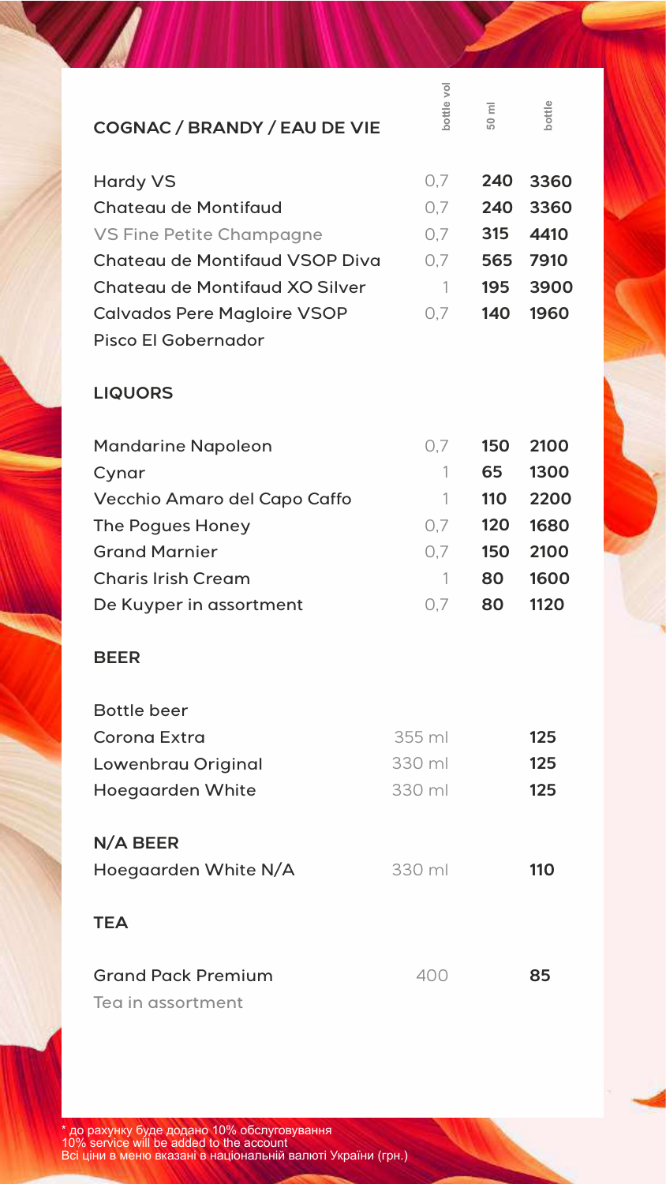| COGNAC / BRANDY / EAU DE VIE | bottle vol | 50 ml | bottle |
|---|---|---|---|
| Hardy VS | 0,7 | **240** | **3360** |
| Chateau de Montifaud | 0,7 | **240** | **3360** |
| VS Fine Petite Champagne | 0,7 | **315** | **4410** |
| Chateau de Montifaud VSOP Diva | 0,7 | **565** | **7910** |
| Chateau de Montifaud XO Silver | 1 | **195** | **3900** |
| Calvados Pere Magloire VSOP | 0,7 | **140** | **1960** |
| Pisco El Gobernador | | | |

**LIQUORS**

| | | | |
|---|---|---|---|
| Mandarine Napoleon | 0,7 | **150** | **2100** |
| Cynar | 1 | **65** | **1300** |
| Vecchio Amaro del Capo Caffo | 1 | **110** | **2200** |
| The Pogues Honey | 0,7 | **120** | **1680** |
| Grand Marnier | 0,7 | **150** | **2100** |
| Charis Irish Cream | 1 | **80** | **1600** |
| De Kuyper in assortment | 0,7 | **80** | **1120** |

**BEER**

Bottle beer

| | | |
|---|---|---|
| Corona Extra | 355 ml | **125** |
| Lowenbrau Original | 330 ml | **125** |
| Hoegaarden White | 330 ml | **125** |

**N/A BEER**

| | | |
|---|---|---|
| Hoegaarden White N/A | 330 ml | **110** |

**TEA**

| | | |
|---|---|---|
| Grand Pack Premium | 400 | **85** |

Tea in assortment

* до рахунку буде додано 10% обслуговування
10% service will be added to the account
Всі ціни в меню вказані в національній валюті України (грн.)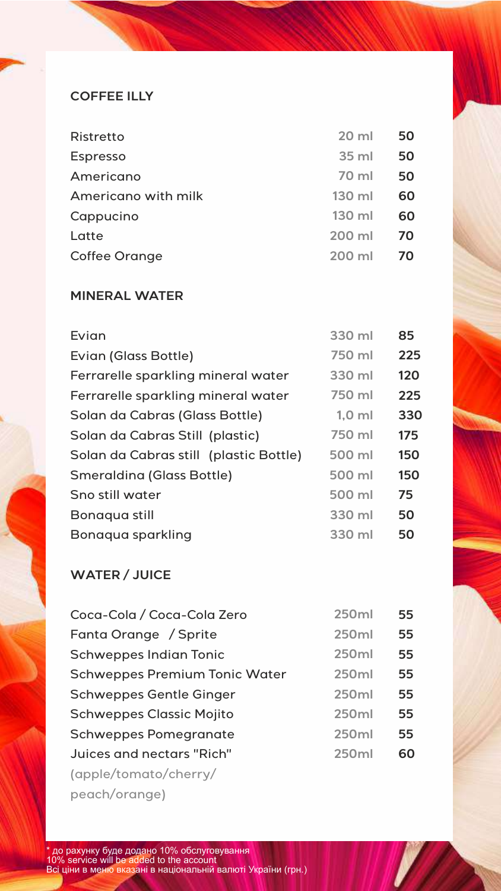## COFFEE ILLY

| Item | Volume | Price |
|---|---|---|
| Ristretto | 20 ml | 50 |
| Espresso | 35 ml | 50 |
| Americano | 70 ml | 50 |
| Americano with milk | 130 ml | 60 |
| Cappucino | 130 ml | 60 |
| Latte | 200 ml | 70 |
| Coffee Orange | 200 ml | 70 |

## MINERAL WATER

| Item | Volume | Price |
|---|---|---|
| Evian | 330 ml | 85 |
| Evian (Glass Bottle) | 750 ml | 225 |
| Ferrarelle sparkling mineral water | 330 ml | 120 |
| Ferrarelle sparkling mineral water | 750 ml | 225 |
| Solan da Cabras (Glass Bottle) | 1,0 ml | 330 |
| Solan da Cabras Still (plastic) | 750 ml | 175 |
| Solan da Cabras still (plastic Bottle) | 500 ml | 150 |
| Smeraldina (Glass Bottle) | 500 ml | 150 |
| Sno still water | 500 ml | 75 |
| Bonaqua still | 330 ml | 50 |
| Bonaqua sparkling | 330 ml | 50 |

## WATER / JUICE

| Item | Volume | Price |
|---|---|---|
| Coca-Cola / Coca-Cola Zero | 250ml | 55 |
| Fanta Orange / Sprite | 250ml | 55 |
| Schweppes Indian Tonic | 250ml | 55 |
| Schweppes Premium Tonic Water | 250ml | 55 |
| Schweppes Gentle Ginger | 250ml | 55 |
| Schweppes Classic Mojito | 250ml | 55 |
| Schweppes Pomegranate | 250ml | 55 |
| Juices and nectars "Rich" (apple/tomato/cherry/ peach/orange) | 250ml | 60 |

* до рахунку буде додано 10% обслуговування
10% service will be added to the account
Всі ціни в меню вказані в національній валюті України (грн.)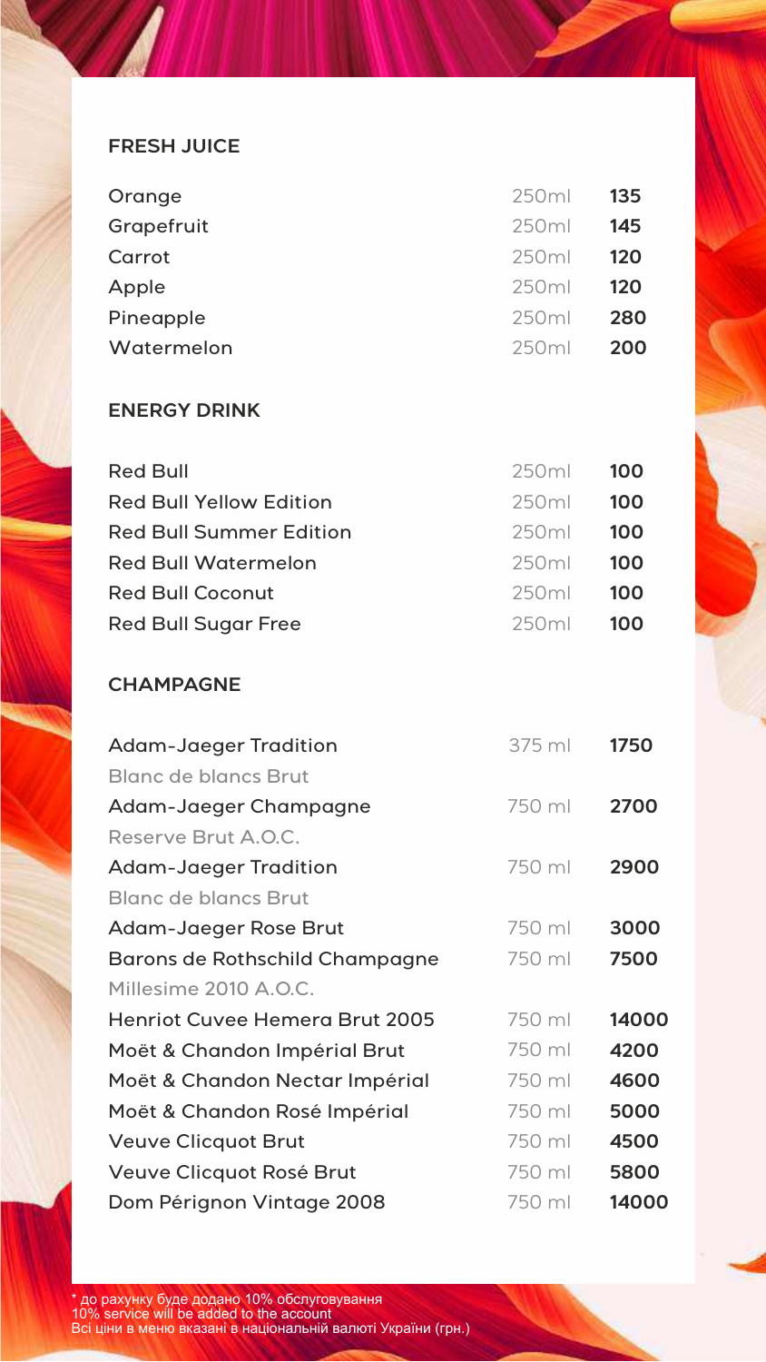## FRESH JUICE

| | | |
|---|---|---|
| Orange | 250ml | **135** |
| Grapefruit | 250ml | **145** |
| Carrot | 250ml | **120** |
| Apple | 250ml | **120** |
| Pineapple | 250ml | **280** |
| Watermelon | 250ml | **200** |

## ENERGY DRINK

| | | |
|---|---|---|
| Red Bull | 250ml | **100** |
| Red Bull Yellow Edition | 250ml | **100** |
| Red Bull Summer Edition | 250ml | **100** |
| Red Bull Watermelon | 250ml | **100** |
| Red Bull Coconut | 250ml | **100** |
| Red Bull Sugar Free | 250ml | **100** |

## CHAMPAGNE

| | | |
|---|---|---|
| Adam-Jaeger Tradition<br>Blanc de blancs Brut | 375 ml | **1750** |
| Adam-Jaeger Champagne<br>Reserve Brut A.O.C. | 750 ml | **2700** |
| Adam-Jaeger Tradition<br>Blanc de blancs Brut | 750 ml | **2900** |
| Adam-Jaeger Rose Brut | 750 ml | **3000** |
| Barons de Rothschild Champagne<br>Millesime 2010 A.O.C. | 750 ml | **7500** |
| Henriot Cuvee Hemera Brut 2005 | 750 ml | **14000** |
| Moët & Chandon Impérial Brut | 750 ml | **4200** |
| Moët & Chandon Nectar Impérial | 750 ml | **4600** |
| Moët & Chandon Rosé Impérial | 750 ml | **5000** |
| Veuve Clicquot Brut | 750 ml | **4500** |
| Veuve Clicquot Rosé Brut | 750 ml | **5800** |
| Dom Pérignon Vintage 2008 | 750 ml | **14000** |

* до рахунку буде додано 10% обслуговування
10% service will be added to the account
Всі ціни в меню вказані в національній валюті України (грн.)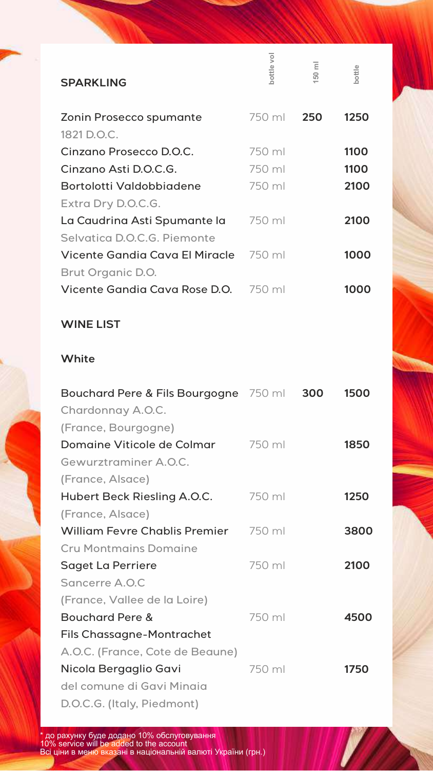## SPARKLING

| SPARKLING | bottle vol | 150 ml | bottle |
|---|---|---|---|
| Zonin Prosecco spumante 1821 D.O.C. | 750 ml | **250** | **1250** |
| Cinzano Prosecco D.O.C. | 750 ml | | **1100** |
| Cinzano Asti D.O.C.G. | 750 ml | | **1100** |
| Bortolotti Valdobbiadene Extra Dry D.O.C.G. | 750 ml | | **2100** |
| La Caudrina Asti Spumante la Selvatica D.O.C.G. Piemonte | 750 ml | | **2100** |
| Vicente Gandia Cava El Miracle Brut Organic D.O. | 750 ml | | **1000** |
| Vicente Gandia Cava Rose D.O. | 750 ml | | **1000** |

## WINE LIST

### White

| White | bottle vol | 150 ml | bottle |
|---|---|---|---|
| Bouchard Pere & Fils Bourgogne Chardonnay A.O.C. (France, Bourgogne) | 750 ml | **300** | **1500** |
| Domaine Viticole de Colmar Gewurztraminer A.O.C. (France, Alsace) | 750 ml | | **1850** |
| Hubert Beck Riesling A.O.C. (France, Alsace) | 750 ml | | **1250** |
| William Fevre Chablis Premier Cru Montmains Domaine | 750 ml | | **3800** |
| Saget La Perriere Sancerre A.O.C (France, Vallee de la Loire) | 750 ml | | **2100** |
| Bouchard Pere & Fils Chassagne-Montrachet A.O.C. (France, Cote de Beaune) | 750 ml | | **4500** |
| Nicola Bergaglio Gavi del comune di Gavi Minaia D.O.C.G. (Italy, Piedmont) | 750 ml | | **1750** |

* до рахунку буде додано 10% обслуговування
10% service will be added to the account
Всі ціни в меню вказані в національній валюті України (грн.)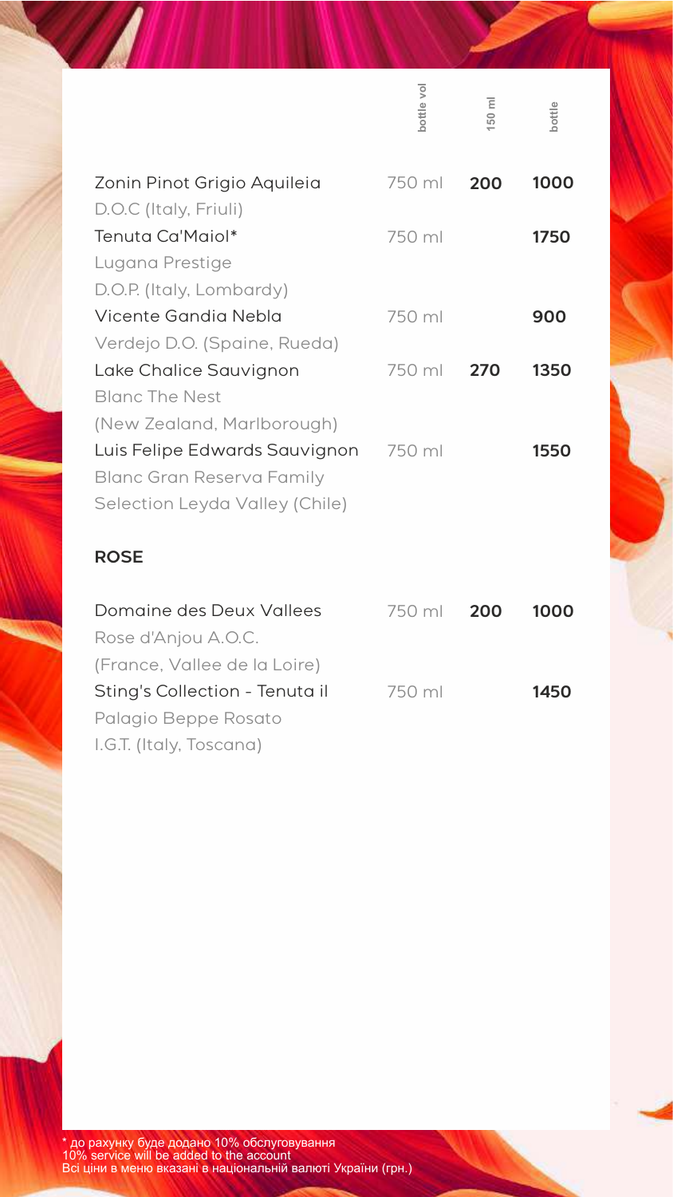| | bottle vol | 150 ml | bottle |
|---|---|---|---|
| Zonin Pinot Grigio Aquileia D.O.C (Italy, Friuli) | 750 ml | **200** | **1000** |
| Tenuta Ca'Maiol* Lugana Prestige D.O.P. (Italy, Lombardy) | 750 ml | | **1750** |
| Vicente Gandia Nebla Verdejo D.O. (Spaine, Rueda) | 750 ml | | **900** |
| Lake Chalice Sauvignon Blanc The Nest (New Zealand, Marlborough) | 750 ml | **270** | **1350** |
| Luis Felipe Edwards Sauvignon Blanc Gran Reserva Family Selection Leyda Valley (Chile) | 750 ml | | **1550** |

## ROSE

| | bottle vol | 150 ml | bottle |
|---|---|---|---|
| Domaine des Deux Vallees Rose d'Anjou A.O.C. (France, Vallee de la Loire) | 750 ml | **200** | **1000** |
| Sting's Collection - Tenuta il Palagio Beppe Rosato I.G.T. (Italy, Toscana) | 750 ml | | **1450** |

* до рахунку буде додано 10% обслуговування
10% service will be added to the account
Всі ціни в меню вказані в національній валюті України (грн.)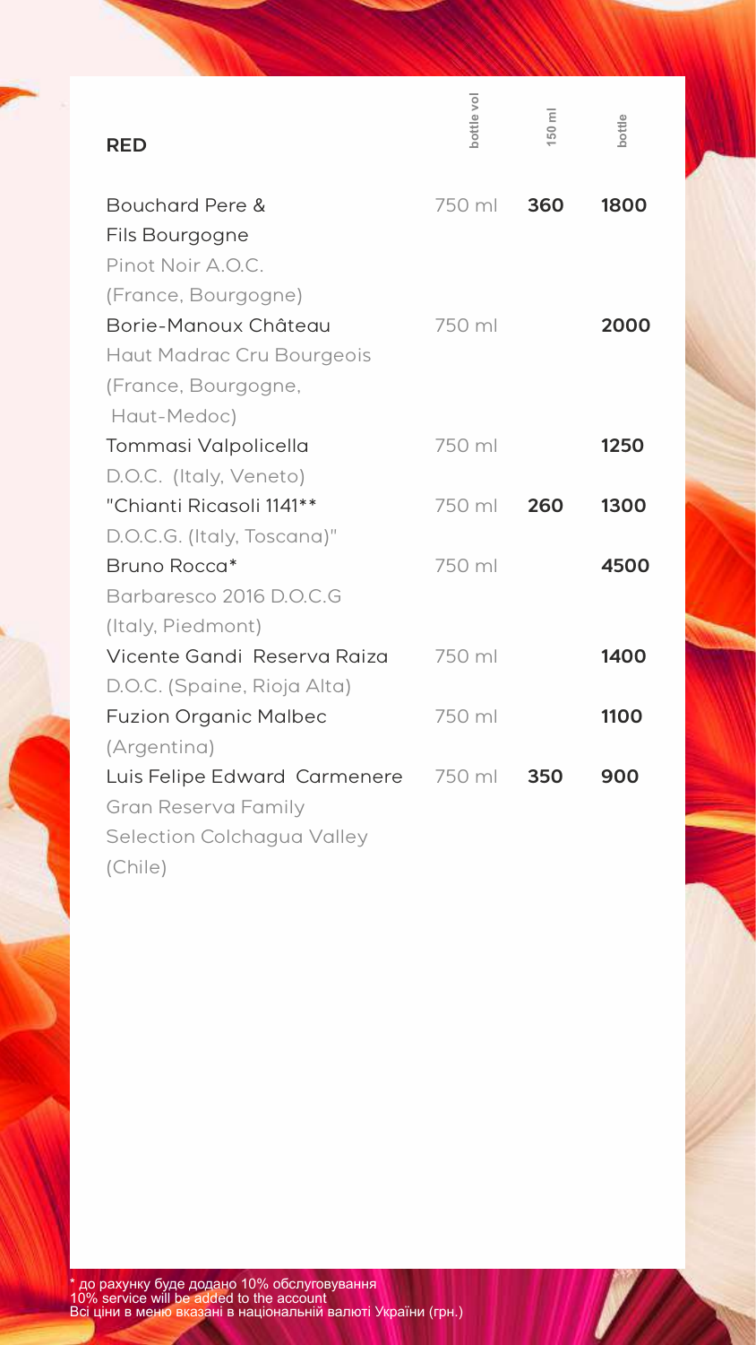| RED | bottle vol | 150 ml | bottle |
|---|---|---|---|
| Bouchard Pere & Fils Bourgogne Pinot Noir A.O.C. (France, Bourgogne) | 750 ml | **360** | **1800** |
| Borie-Manoux Château Haut Madrac Cru Bourgeois (France, Bourgogne, Haut-Medoc) | 750 ml | | **2000** |
| Tommasi Valpolicella D.O.C. (Italy, Veneto) | 750 ml | | **1250** |
| "Chianti Ricasoli 1141** D.O.C.G. (Italy, Toscana)" | 750 ml | **260** | **1300** |
| Bruno Rocca* Barbaresco 2016 D.O.C.G (Italy, Piedmont) | 750 ml | | **4500** |
| Vicente Gandi Reserva Raiza D.O.C. (Spaine, Rioja Alta) | 750 ml | | **1400** |
| Fuzion Organic Malbec (Argentina) | 750 ml | | **1100** |
| Luis Felipe Edward Carmenere Gran Reserva Family Selection Colchagua Valley (Chile) | 750 ml | **350** | **900** |

* до рахунку буде додано 10% обслуговування
10% service will be added to the account
Всі ціни в меню вказані в національній валюті України (грн.)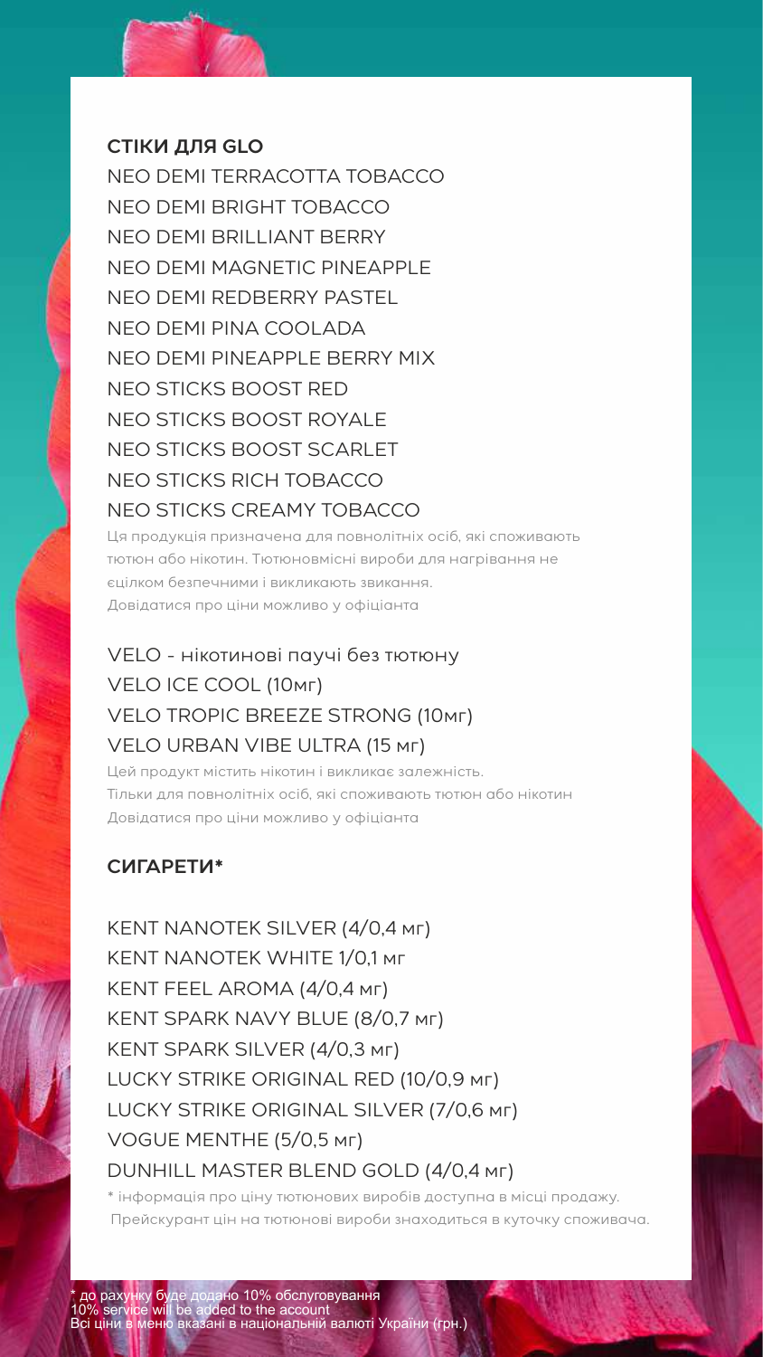## СТІКИ ДЛЯ GLO

NEO DEMI TERRACOTTA TOBACCO
NEO DEMI BRIGHT TOBACCO
NEO DEMI BRILLIANT BERRY
NEO DEMI MAGNETIC PINEAPPLE
NEO DEMI REDBERRY PASTEL
NEO DEMI PINA COOLADA
NEO DEMI PINEAPPLE BERRY MIX
NEO STICKS BOOST RED
NEO STICKS BOOST ROYALE
NEO STICKS BOOST SCARLET
NEO STICKS RICH TOBACCO
NEO STICKS CREAMY TOBACCO

Ця продукція призначена для повнолітніх осіб, які споживають тютюн або нікотин. Тютюновмісні вироби для нагрівання не єцілком безпечними і викликають звикання.
Довідатися про ціни можливо у офіціанта

VELO - нікотинові паучі без тютюну
VELO ICE COOL (10мг)
VELO TROPIC BREEZE STRONG (10мг)
VELO URBAN VIBE ULTRA (15 мг)

Цей продукт містить нікотин і викликає залежність.
Тільки для повнолітніх осіб, які споживають тютюн або нікотин
Довідатися про ціни можливо у офіціанта

## СИГАРЕТИ*

KENT NANOTEK SILVER (4/0,4 мг)
KENT NANOTEK WHITE 1/0,1 мг
KENT FEEL AROMA (4/0,4 мг)
KENT SPARK NAVY BLUE (8/0,7 мг)
KENT SPARK SILVER (4/0,3 мг)
LUCKY STRIKE ORIGINAL RED (10/0,9 мг)
LUCKY STRIKE ORIGINAL SILVER (7/0,6 мг)
VOGUE MENTHE (5/0,5 мг)
DUNHILL MASTER BLEND GOLD (4/0,4 мг)

* інформація про ціну тютюнових виробів доступна в місці продажу.
Прейскурант цін на тютюнові вироби знаходиться в куточку споживача.

* до рахунку буде додано 10% обслуговування
10% service will be added to the account
Всі ціни в меню вказані в національній валюті України (грн.)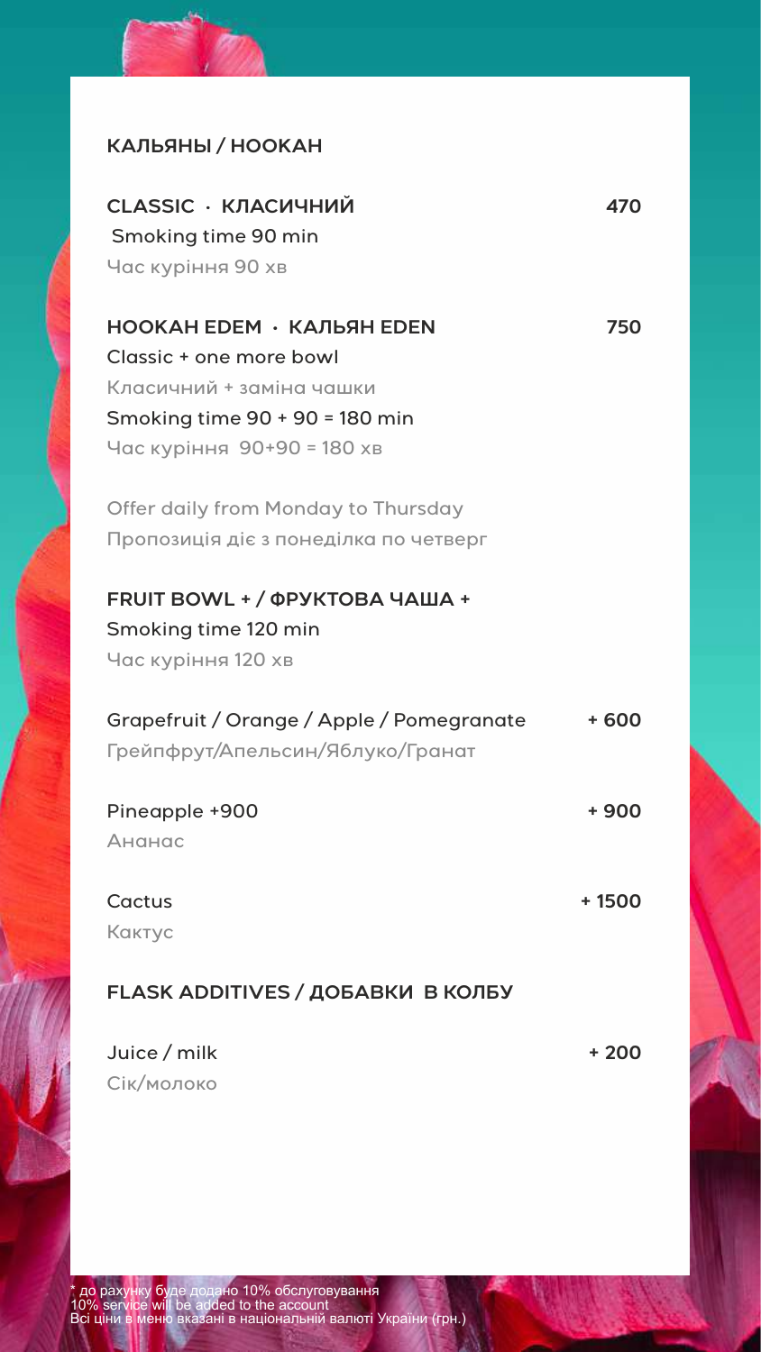## КАЛЬЯНЫ / HOOKAH

**CLASSIC · КЛАСИЧНИЙ** **470**

Smoking time 90 min

Час куріння 90 хв

**HOOKAH EDEM · КАЛЬЯН EDEN** **750**

Classic + one more bowl

Класичний + заміна чашки

Smoking time 90 + 90 = 180 min

Час куріння 90+90 = 180 хв

Offer daily from Monday to Thursday

Пропозиція діє з понеділка по четверг

**FRUIT BOWL + / ФРУКТОВА ЧАША +**

Smoking time 120 min

Час куріння 120 хв

Grapefruit / Orange / Apple / Pomegranate **+ 600**

Грейпфрут/Апельсин/Яблуко/Гранат

Pineapple +900 **+ 900**

Ананас

Cactus **+ 1500**

Кактус

**FLASK ADDITIVES / ДОБАВКИ В КОЛБУ**

Juice / milk **+ 200**

Сік/молоко

* до рахунку буде додано 10% обслуговування
10% service will be added to the account
Всі ціни в меню вказані в національній валюті України (грн.)